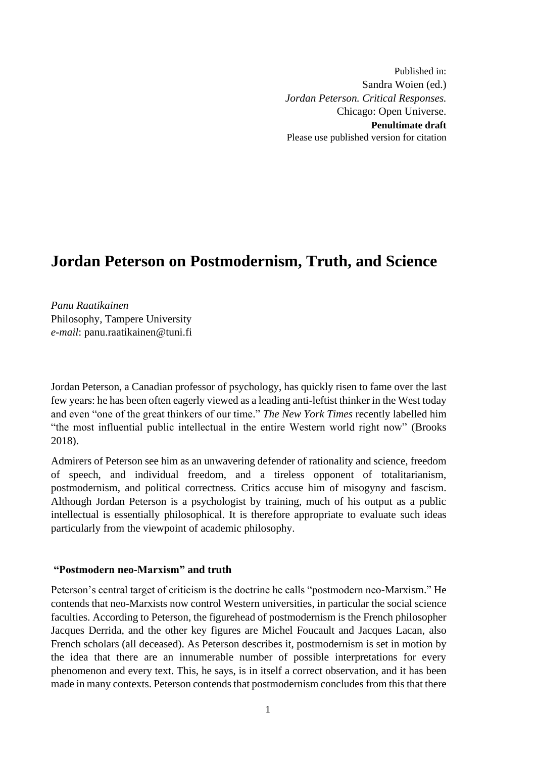Published in:
Sandra Woien (ed.)
*Jordan Peterson. Critical Responses.*
Chicago: Open Universe.
**Penultimate draft**
Please use published version for citation

# Jordan Peterson on Postmodernism, Truth, and Science

*Panu Raatikainen*
Philosophy, Tampere University
*e-mail*: panu.raatikainen@tuni.fi

Jordan Peterson, a Canadian professor of psychology, has quickly risen to fame over the last few years: he has been often eagerly viewed as a leading anti-leftist thinker in the West today and even "one of the great thinkers of our time." *The New York Times* recently labelled him "the most influential public intellectual in the entire Western world right now" (Brooks 2018).

Admirers of Peterson see him as an unwavering defender of rationality and science, freedom of speech, and individual freedom, and a tireless opponent of totalitarianism, postmodernism, and political correctness. Critics accuse him of misogyny and fascism. Although Jordan Peterson is a psychologist by training, much of his output as a public intellectual is essentially philosophical. It is therefore appropriate to evaluate such ideas particularly from the viewpoint of academic philosophy.

## "Postmodern neo-Marxism" and truth

Peterson's central target of criticism is the doctrine he calls "postmodern neo-Marxism." He contends that neo-Marxists now control Western universities, in particular the social science faculties. According to Peterson, the figurehead of postmodernism is the French philosopher Jacques Derrida, and the other key figures are Michel Foucault and Jacques Lacan, also French scholars (all deceased). As Peterson describes it, postmodernism is set in motion by the idea that there are an innumerable number of possible interpretations for every phenomenon and every text. This, he says, is in itself a correct observation, and it has been made in many contexts. Peterson contends that postmodernism concludes from this that there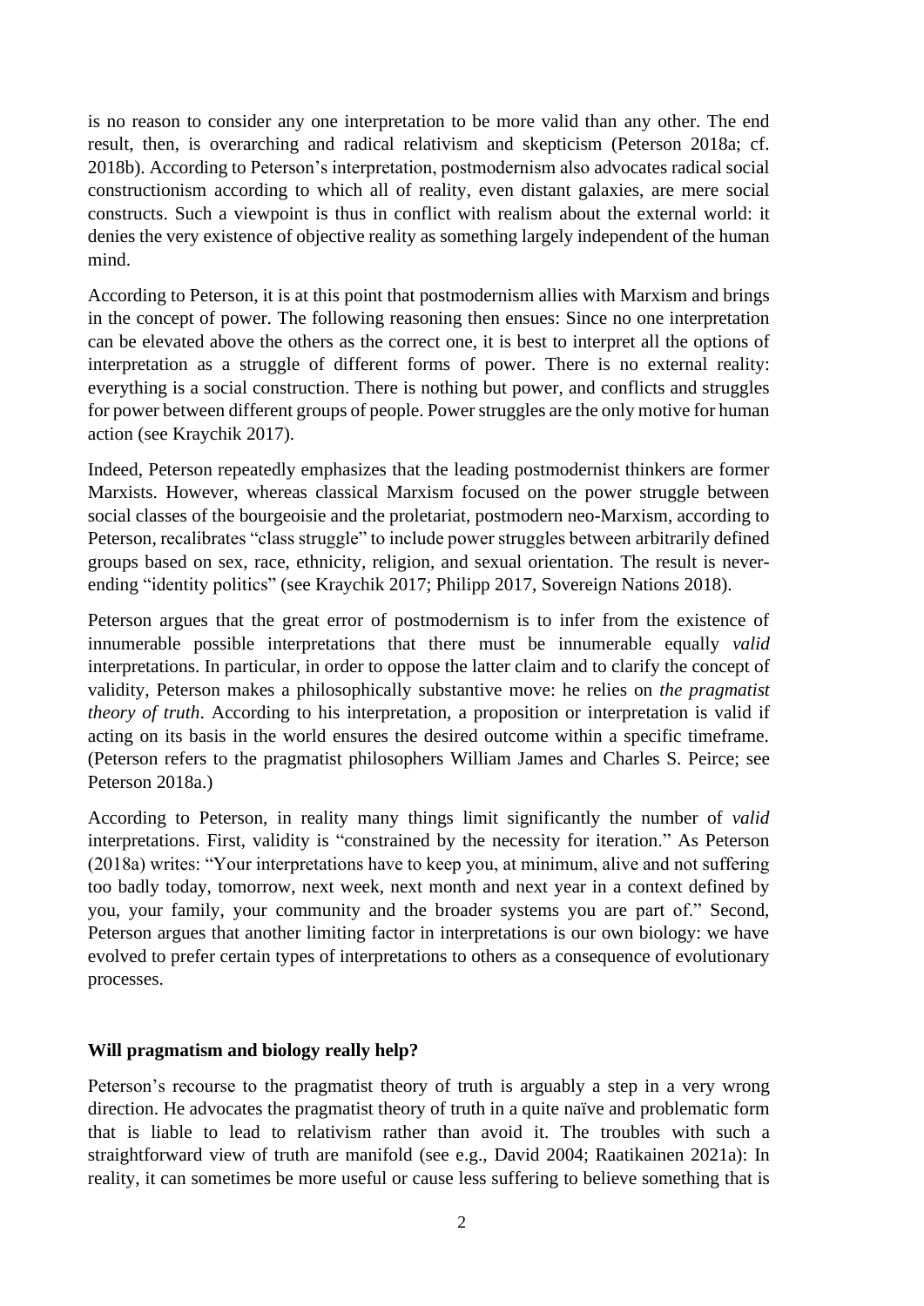is no reason to consider any one interpretation to be more valid than any other. The end result, then, is overarching and radical relativism and skepticism (Peterson 2018a; cf. 2018b). According to Peterson's interpretation, postmodernism also advocates radical social constructionism according to which all of reality, even distant galaxies, are mere social constructs. Such a viewpoint is thus in conflict with realism about the external world: it denies the very existence of objective reality as something largely independent of the human mind.

According to Peterson, it is at this point that postmodernism allies with Marxism and brings in the concept of power. The following reasoning then ensues: Since no one interpretation can be elevated above the others as the correct one, it is best to interpret all the options of interpretation as a struggle of different forms of power. There is no external reality: everything is a social construction. There is nothing but power, and conflicts and struggles for power between different groups of people. Power struggles are the only motive for human action (see Kraychik 2017).

Indeed, Peterson repeatedly emphasizes that the leading postmodernist thinkers are former Marxists. However, whereas classical Marxism focused on the power struggle between social classes of the bourgeoisie and the proletariat, postmodern neo-Marxism, according to Peterson, recalibrates "class struggle" to include power struggles between arbitrarily defined groups based on sex, race, ethnicity, religion, and sexual orientation. The result is never-ending "identity politics" (see Kraychik 2017; Philipp 2017, Sovereign Nations 2018).

Peterson argues that the great error of postmodernism is to infer from the existence of innumerable possible interpretations that there must be innumerable equally *valid* interpretations. In particular, in order to oppose the latter claim and to clarify the concept of validity, Peterson makes a philosophically substantive move: he relies on *the pragmatist theory of truth*. According to his interpretation, a proposition or interpretation is valid if acting on its basis in the world ensures the desired outcome within a specific timeframe. (Peterson refers to the pragmatist philosophers William James and Charles S. Peirce; see Peterson 2018a.)

According to Peterson, in reality many things limit significantly the number of *valid* interpretations. First, validity is "constrained by the necessity for iteration." As Peterson (2018a) writes: "Your interpretations have to keep you, at minimum, alive and not suffering too badly today, tomorrow, next week, next month and next year in a context defined by you, your family, your community and the broader systems you are part of." Second, Peterson argues that another limiting factor in interpretations is our own biology: we have evolved to prefer certain types of interpretations to others as a consequence of evolutionary processes.

**Will pragmatism and biology really help?**

Peterson's recourse to the pragmatist theory of truth is arguably a step in a very wrong direction. He advocates the pragmatist theory of truth in a quite naïve and problematic form that is liable to lead to relativism rather than avoid it. The troubles with such a straightforward view of truth are manifold (see e.g., David 2004; Raatikainen 2021a): In reality, it can sometimes be more useful or cause less suffering to believe something that is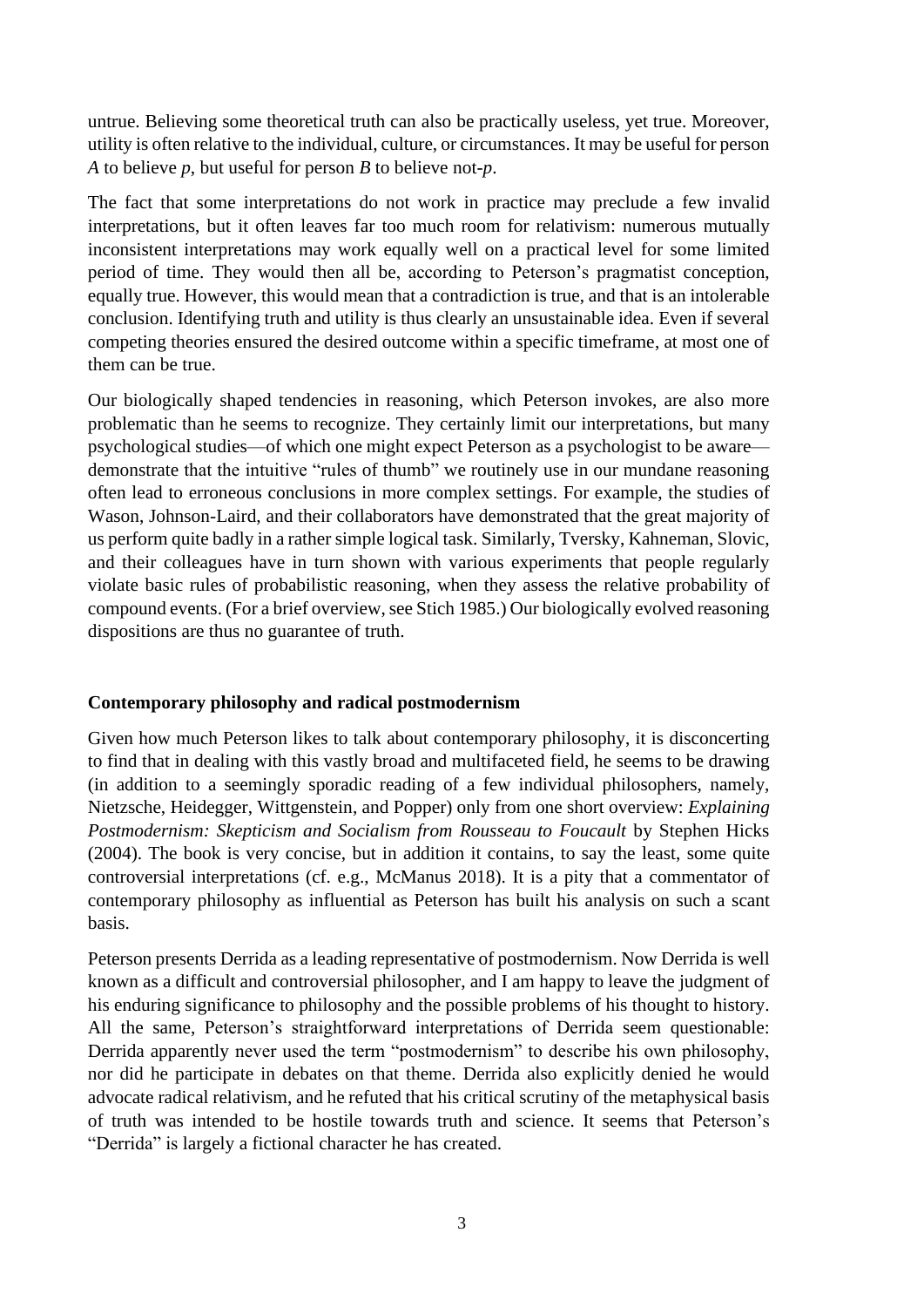untrue. Believing some theoretical truth can also be practically useless, yet true. Moreover, utility is often relative to the individual, culture, or circumstances. It may be useful for person *A* to believe *p*, but useful for person *B* to believe not-*p*.

The fact that some interpretations do not work in practice may preclude a few invalid interpretations, but it often leaves far too much room for relativism: numerous mutually inconsistent interpretations may work equally well on a practical level for some limited period of time. They would then all be, according to Peterson's pragmatist conception, equally true. However, this would mean that a contradiction is true, and that is an intolerable conclusion. Identifying truth and utility is thus clearly an unsustainable idea. Even if several competing theories ensured the desired outcome within a specific timeframe, at most one of them can be true.

Our biologically shaped tendencies in reasoning, which Peterson invokes, are also more problematic than he seems to recognize. They certainly limit our interpretations, but many psychological studies—of which one might expect Peterson as a psychologist to be aware—demonstrate that the intuitive "rules of thumb" we routinely use in our mundane reasoning often lead to erroneous conclusions in more complex settings. For example, the studies of Wason, Johnson-Laird, and their collaborators have demonstrated that the great majority of us perform quite badly in a rather simple logical task. Similarly, Tversky, Kahneman, Slovic, and their colleagues have in turn shown with various experiments that people regularly violate basic rules of probabilistic reasoning, when they assess the relative probability of compound events. (For a brief overview, see Stich 1985.) Our biologically evolved reasoning dispositions are thus no guarantee of truth.

**Contemporary philosophy and radical postmodernism**

Given how much Peterson likes to talk about contemporary philosophy, it is disconcerting to find that in dealing with this vastly broad and multifaceted field, he seems to be drawing (in addition to a seemingly sporadic reading of a few individual philosophers, namely, Nietzsche, Heidegger, Wittgenstein, and Popper) only from one short overview: *Explaining Postmodernism: Skepticism and Socialism from Rousseau to Foucault* by Stephen Hicks (2004). The book is very concise, but in addition it contains, to say the least, some quite controversial interpretations (cf. e.g., McManus 2018). It is a pity that a commentator of contemporary philosophy as influential as Peterson has built his analysis on such a scant basis.

Peterson presents Derrida as a leading representative of postmodernism. Now Derrida is well known as a difficult and controversial philosopher, and I am happy to leave the judgment of his enduring significance to philosophy and the possible problems of his thought to history. All the same, Peterson's straightforward interpretations of Derrida seem questionable: Derrida apparently never used the term "postmodernism" to describe his own philosophy, nor did he participate in debates on that theme. Derrida also explicitly denied he would advocate radical relativism, and he refuted that his critical scrutiny of the metaphysical basis of truth was intended to be hostile towards truth and science. It seems that Peterson's "Derrida" is largely a fictional character he has created.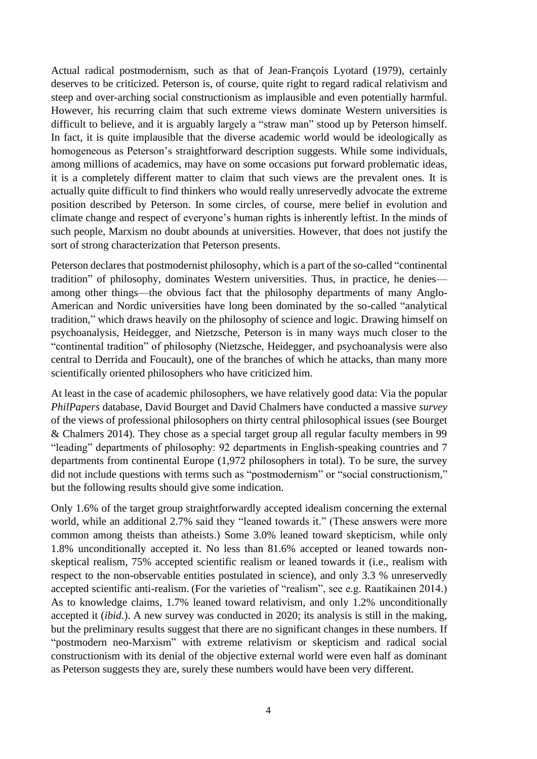Actual radical postmodernism, such as that of Jean-François Lyotard (1979), certainly deserves to be criticized. Peterson is, of course, quite right to regard radical relativism and steep and over-arching social constructionism as implausible and even potentially harmful. However, his recurring claim that such extreme views dominate Western universities is difficult to believe, and it is arguably largely a "straw man" stood up by Peterson himself. In fact, it is quite implausible that the diverse academic world would be ideologically as homogeneous as Peterson's straightforward description suggests. While some individuals, among millions of academics, may have on some occasions put forward problematic ideas, it is a completely different matter to claim that such views are the prevalent ones. It is actually quite difficult to find thinkers who would really unreservedly advocate the extreme position described by Peterson. In some circles, of course, mere belief in evolution and climate change and respect of everyone's human rights is inherently leftist. In the minds of such people, Marxism no doubt abounds at universities. However, that does not justify the sort of strong characterization that Peterson presents.

Peterson declares that postmodernist philosophy, which is a part of the so-called "continental tradition" of philosophy, dominates Western universities. Thus, in practice, he denies—among other things—the obvious fact that the philosophy departments of many Anglo-American and Nordic universities have long been dominated by the so-called "analytical tradition," which draws heavily on the philosophy of science and logic. Drawing himself on psychoanalysis, Heidegger, and Nietzsche, Peterson is in many ways much closer to the "continental tradition" of philosophy (Nietzsche, Heidegger, and psychoanalysis were also central to Derrida and Foucault), one of the branches of which he attacks, than many more scientifically oriented philosophers who have criticized him.

At least in the case of academic philosophers, we have relatively good data: Via the popular *PhilPapers* database, David Bourget and David Chalmers have conducted a massive *survey* of the views of professional philosophers on thirty central philosophical issues (see Bourget & Chalmers 2014). They chose as a special target group all regular faculty members in 99 "leading" departments of philosophy: 92 departments in English-speaking countries and 7 departments from continental Europe (1,972 philosophers in total). To be sure, the survey did not include questions with terms such as "postmodernism" or "social constructionism," but the following results should give some indication.

Only 1.6% of the target group straightforwardly accepted idealism concerning the external world, while an additional 2.7% said they "leaned towards it." (These answers were more common among theists than atheists.) Some 3.0% leaned toward skepticism, while only 1.8% unconditionally accepted it. No less than 81.6% accepted or leaned towards non-skeptical realism, 75% accepted scientific realism or leaned towards it (i.e., realism with respect to the non-observable entities postulated in science), and only 3.3 % unreservedly accepted scientific anti-realism. (For the varieties of "realism", see e.g. Raatikainen 2014.) As to knowledge claims, 1.7% leaned toward relativism, and only 1.2% unconditionally accepted it (*ibid*.). A new survey was conducted in 2020; its analysis is still in the making, but the preliminary results suggest that there are no significant changes in these numbers. If "postmodern neo-Marxism" with extreme relativism or skepticism and radical social constructionism with its denial of the objective external world were even half as dominant as Peterson suggests they are, surely these numbers would have been very different.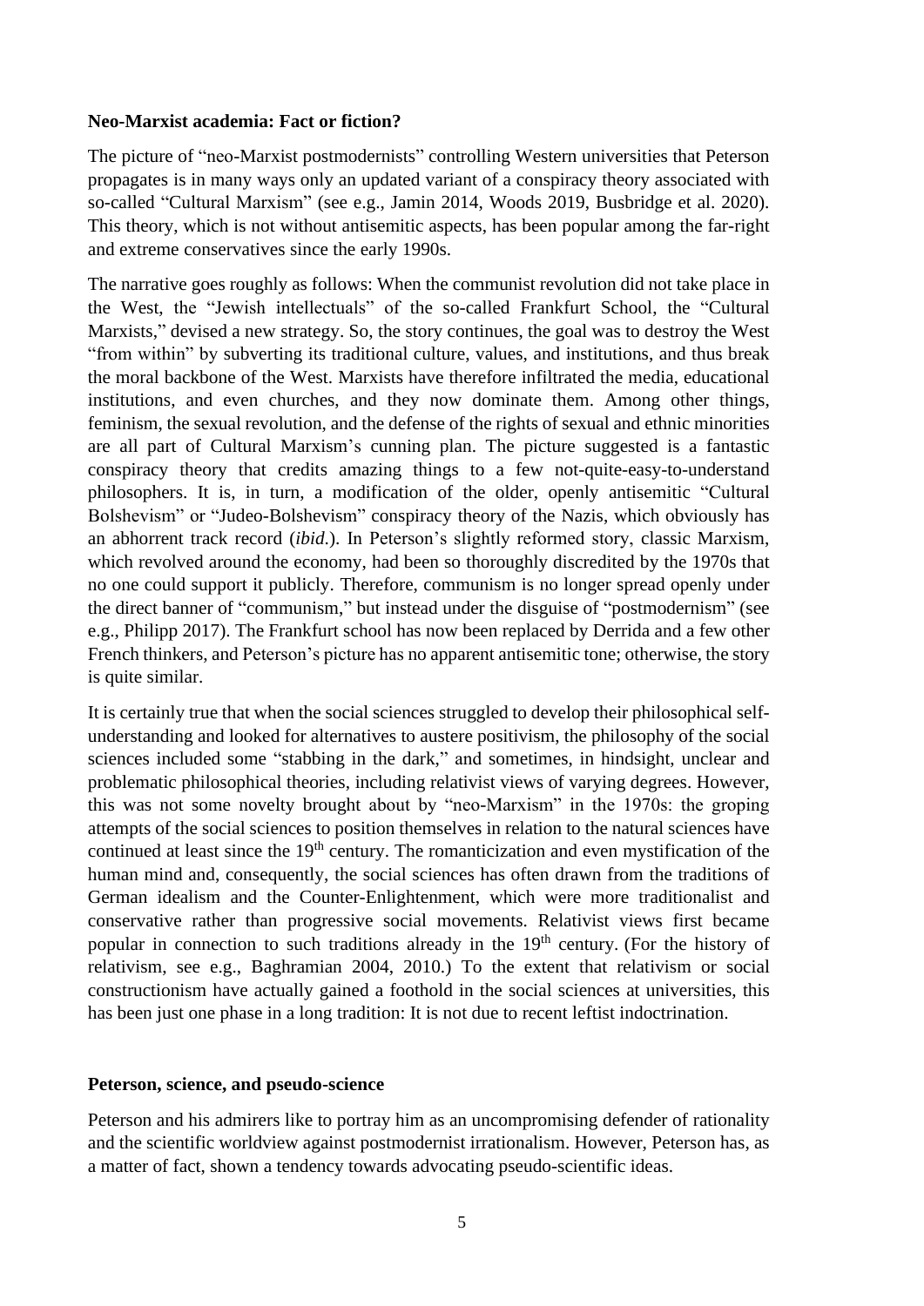**Neo-Marxist academia: Fact or fiction?**

The picture of "neo-Marxist postmodernists" controlling Western universities that Peterson propagates is in many ways only an updated variant of a conspiracy theory associated with so-called "Cultural Marxism" (see e.g., Jamin 2014, Woods 2019, Busbridge et al. 2020). This theory, which is not without antisemitic aspects, has been popular among the far-right and extreme conservatives since the early 1990s.

The narrative goes roughly as follows: When the communist revolution did not take place in the West, the "Jewish intellectuals" of the so-called Frankfurt School, the "Cultural Marxists," devised a new strategy. So, the story continues, the goal was to destroy the West "from within" by subverting its traditional culture, values, and institutions, and thus break the moral backbone of the West. Marxists have therefore infiltrated the media, educational institutions, and even churches, and they now dominate them. Among other things, feminism, the sexual revolution, and the defense of the rights of sexual and ethnic minorities are all part of Cultural Marxism's cunning plan. The picture suggested is a fantastic conspiracy theory that credits amazing things to a few not-quite-easy-to-understand philosophers. It is, in turn, a modification of the older, openly antisemitic "Cultural Bolshevism" or "Judeo-Bolshevism" conspiracy theory of the Nazis, which obviously has an abhorrent track record (*ibid.*). In Peterson's slightly reformed story, classic Marxism, which revolved around the economy, had been so thoroughly discredited by the 1970s that no one could support it publicly. Therefore, communism is no longer spread openly under the direct banner of "communism," but instead under the disguise of "postmodernism" (see e.g., Philipp 2017). The Frankfurt school has now been replaced by Derrida and a few other French thinkers, and Peterson's picture has no apparent antisemitic tone; otherwise, the story is quite similar.

It is certainly true that when the social sciences struggled to develop their philosophical self-understanding and looked for alternatives to austere positivism, the philosophy of the social sciences included some "stabbing in the dark," and sometimes, in hindsight, unclear and problematic philosophical theories, including relativist views of varying degrees. However, this was not some novelty brought about by "neo-Marxism" in the 1970s: the groping attempts of the social sciences to position themselves in relation to the natural sciences have continued at least since the 19th century. The romanticization and even mystification of the human mind and, consequently, the social sciences has often drawn from the traditions of German idealism and the Counter-Enlightenment, which were more traditionalist and conservative rather than progressive social movements. Relativist views first became popular in connection to such traditions already in the 19th century. (For the history of relativism, see e.g., Baghramian 2004, 2010.) To the extent that relativism or social constructionism have actually gained a foothold in the social sciences at universities, this has been just one phase in a long tradition: It is not due to recent leftist indoctrination.

**Peterson, science, and pseudo-science**

Peterson and his admirers like to portray him as an uncompromising defender of rationality and the scientific worldview against postmodernist irrationalism. However, Peterson has, as a matter of fact, shown a tendency towards advocating pseudo-scientific ideas.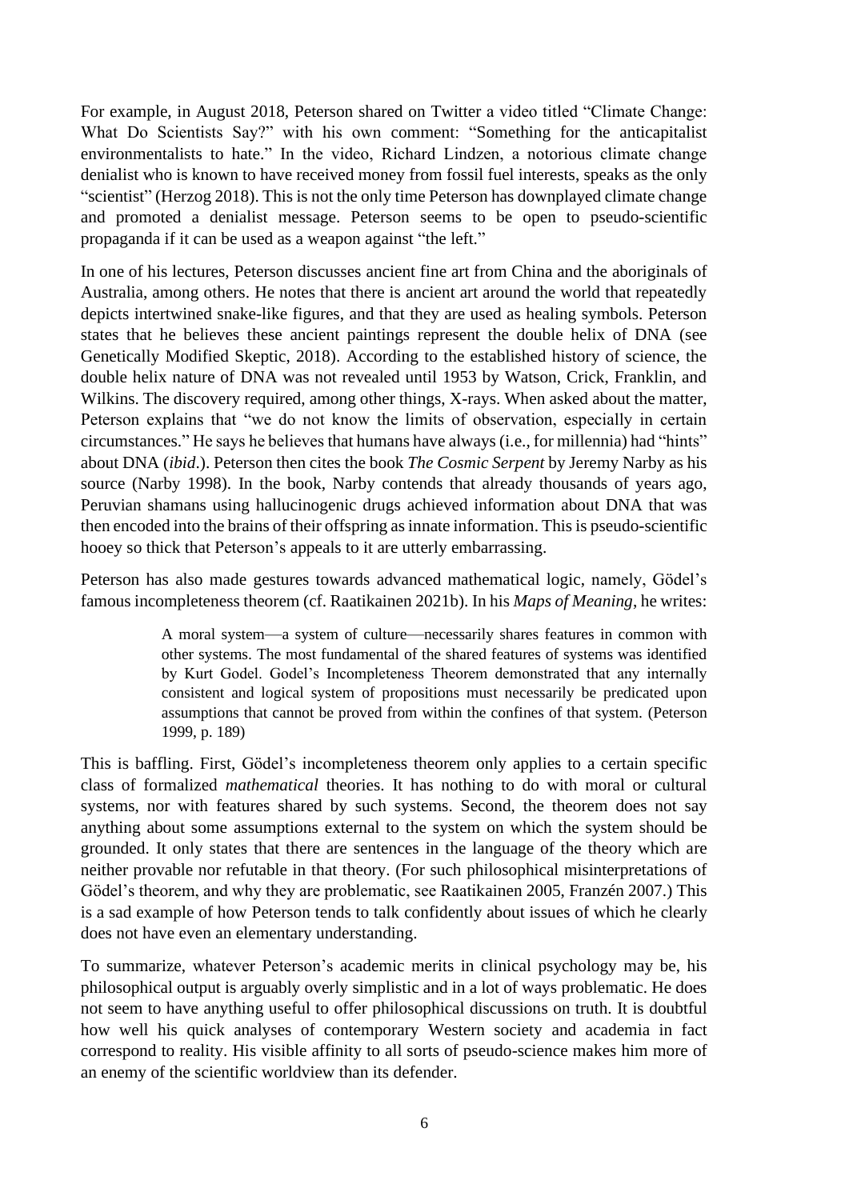For example, in August 2018, Peterson shared on Twitter a video titled "Climate Change: What Do Scientists Say?" with his own comment: "Something for the anticapitalist environmentalists to hate." In the video, Richard Lindzen, a notorious climate change denialist who is known to have received money from fossil fuel interests, speaks as the only "scientist" (Herzog 2018). This is not the only time Peterson has downplayed climate change and promoted a denialist message. Peterson seems to be open to pseudo-scientific propaganda if it can be used as a weapon against "the left."

In one of his lectures, Peterson discusses ancient fine art from China and the aboriginals of Australia, among others. He notes that there is ancient art around the world that repeatedly depicts intertwined snake-like figures, and that they are used as healing symbols. Peterson states that he believes these ancient paintings represent the double helix of DNA (see Genetically Modified Skeptic, 2018). According to the established history of science, the double helix nature of DNA was not revealed until 1953 by Watson, Crick, Franklin, and Wilkins. The discovery required, among other things, X-rays. When asked about the matter, Peterson explains that "we do not know the limits of observation, especially in certain circumstances." He says he believes that humans have always (i.e., for millennia) had "hints" about DNA (*ibid*.). Peterson then cites the book *The Cosmic Serpent* by Jeremy Narby as his source (Narby 1998). In the book, Narby contends that already thousands of years ago, Peruvian shamans using hallucinogenic drugs achieved information about DNA that was then encoded into the brains of their offspring as innate information. This is pseudo-scientific hooey so thick that Peterson's appeals to it are utterly embarrassing.

Peterson has also made gestures towards advanced mathematical logic, namely, Gödel's famous incompleteness theorem (cf. Raatikainen 2021b). In his *Maps of Meaning*, he writes:

> A moral system—a system of culture—necessarily shares features in common with other systems. The most fundamental of the shared features of systems was identified by Kurt Godel. Godel's Incompleteness Theorem demonstrated that any internally consistent and logical system of propositions must necessarily be predicated upon assumptions that cannot be proved from within the confines of that system. (Peterson 1999, p. 189)

This is baffling. First, Gödel's incompleteness theorem only applies to a certain specific class of formalized *mathematical* theories. It has nothing to do with moral or cultural systems, nor with features shared by such systems. Second, the theorem does not say anything about some assumptions external to the system on which the system should be grounded. It only states that there are sentences in the language of the theory which are neither provable nor refutable in that theory. (For such philosophical misinterpretations of Gödel's theorem, and why they are problematic, see Raatikainen 2005, Franzén 2007.) This is a sad example of how Peterson tends to talk confidently about issues of which he clearly does not have even an elementary understanding.

To summarize, whatever Peterson's academic merits in clinical psychology may be, his philosophical output is arguably overly simplistic and in a lot of ways problematic. He does not seem to have anything useful to offer philosophical discussions on truth. It is doubtful how well his quick analyses of contemporary Western society and academia in fact correspond to reality. His visible affinity to all sorts of pseudo-science makes him more of an enemy of the scientific worldview than its defender.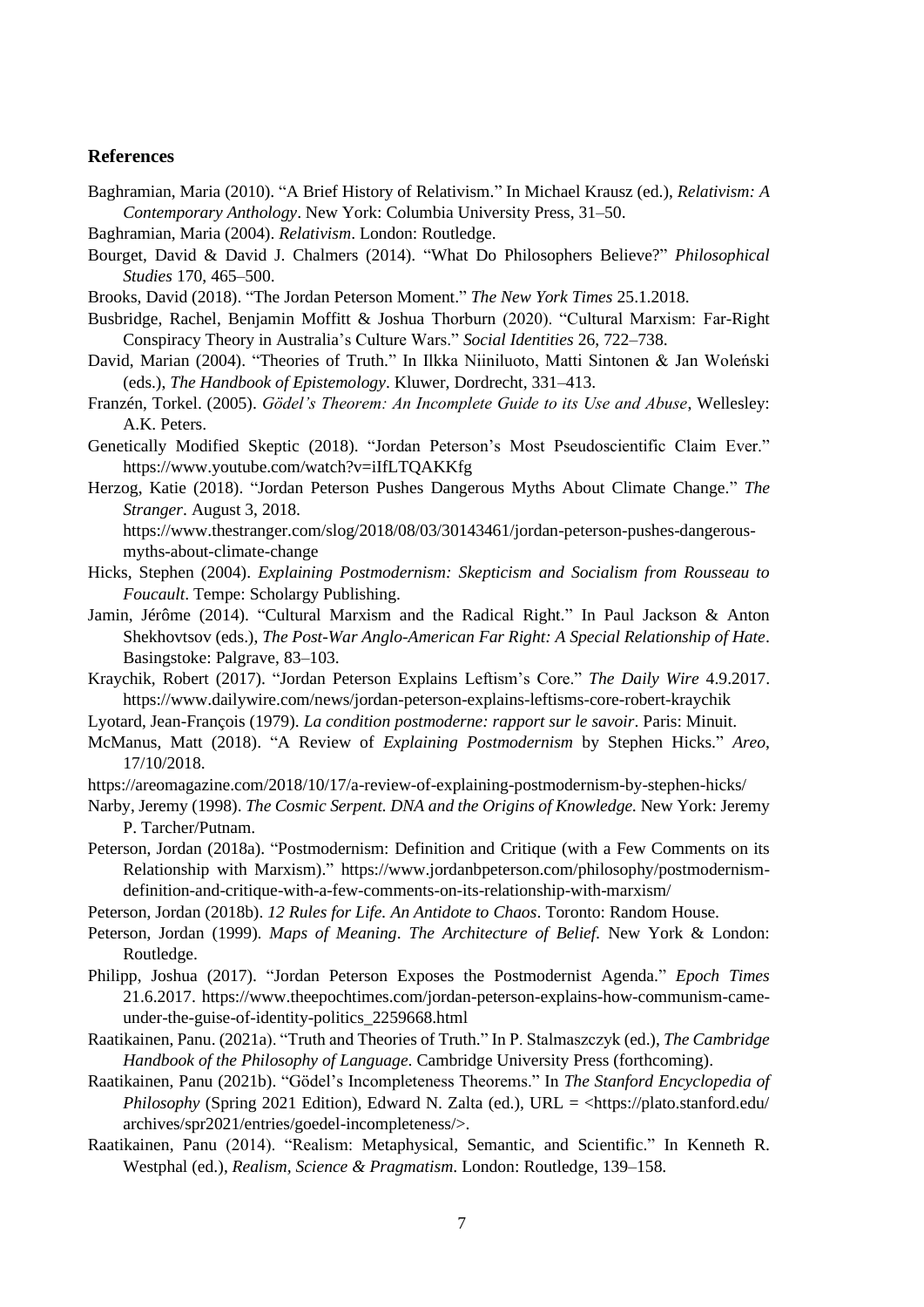## References

Baghramian, Maria (2010). "A Brief History of Relativism." In Michael Krausz (ed.), *Relativism: A Contemporary Anthology*. New York: Columbia University Press, 31–50.

Baghramian, Maria (2004). *Relativism*. London: Routledge.

Bourget, David & David J. Chalmers (2014). "What Do Philosophers Believe?" *Philosophical Studies* 170, 465–500.

Brooks, David (2018). "The Jordan Peterson Moment." *The New York Times* 25.1.2018.

Busbridge, Rachel, Benjamin Moffitt & Joshua Thorburn (2020). "Cultural Marxism: Far-Right Conspiracy Theory in Australia's Culture Wars." *Social Identities* 26, 722–738.

David, Marian (2004). "Theories of Truth." In Ilkka Niiniluoto, Matti Sintonen & Jan Woleński (eds.), *The Handbook of Epistemology*. Kluwer, Dordrecht, 331–413.

Franzén, Torkel. (2005). *Gödel's Theorem: An Incomplete Guide to its Use and Abuse*, Wellesley: A.K. Peters.

Genetically Modified Skeptic (2018). "Jordan Peterson's Most Pseudoscientific Claim Ever." https://www.youtube.com/watch?v=iIfLTQAKKfg

Herzog, Katie (2018). "Jordan Peterson Pushes Dangerous Myths About Climate Change." *The Stranger*. August 3, 2018. https://www.thestranger.com/slog/2018/08/03/30143461/jordan-peterson-pushes-dangerous-myths-about-climate-change

Hicks, Stephen (2004). *Explaining Postmodernism: Skepticism and Socialism from Rousseau to Foucault*. Tempe: Scholargy Publishing.

Jamin, Jérôme (2014). "Cultural Marxism and the Radical Right." In Paul Jackson & Anton Shekhovtsov (eds.), *The Post-War Anglo-American Far Right: A Special Relationship of Hate*. Basingstoke: Palgrave, 83–103.

Kraychik, Robert (2017). "Jordan Peterson Explains Leftism's Core." *The Daily Wire* 4.9.2017. https://www.dailywire.com/news/jordan-peterson-explains-leftisms-core-robert-kraychik

Lyotard, Jean-François (1979). *La condition postmoderne: rapport sur le savoir*. Paris: Minuit.

McManus, Matt (2018). "A Review of *Explaining Postmodernism* by Stephen Hicks." *Areo*, 17/10/2018.

https://areomagazine.com/2018/10/17/a-review-of-explaining-postmodernism-by-stephen-hicks/

Narby, Jeremy (1998). *The Cosmic Serpent. DNA and the Origins of Knowledge.* New York: Jeremy P. Tarcher/Putnam.

Peterson, Jordan (2018a). "Postmodernism: Definition and Critique (with a Few Comments on its Relationship with Marxism)." https://www.jordanbpeterson.com/philosophy/postmodernism-definition-and-critique-with-a-few-comments-on-its-relationship-with-marxism/

Peterson, Jordan (2018b). *12 Rules for Life. An Antidote to Chaos*. Toronto: Random House.

Peterson, Jordan (1999). *Maps of Meaning*. *The Architecture of Belief*. New York & London: Routledge.

Philipp, Joshua (2017). "Jordan Peterson Exposes the Postmodernist Agenda." *Epoch Times* 21.6.2017. https://www.theepochtimes.com/jordan-peterson-explains-how-communism-came-under-the-guise-of-identity-politics_2259668.html

Raatikainen, Panu. (2021a). "Truth and Theories of Truth." In P. Stalmaszczyk (ed.), *The Cambridge Handbook of the Philosophy of Language*. Cambridge University Press (forthcoming).

Raatikainen, Panu (2021b). "Gödel's Incompleteness Theorems." In *The Stanford Encyclopedia of Philosophy* (Spring 2021 Edition), Edward N. Zalta (ed.), URL = <https://plato.stanford.edu/archives/spr2021/entries/goedel-incompleteness/>.

Raatikainen, Panu (2014). "Realism: Metaphysical, Semantic, and Scientific." In Kenneth R. Westphal (ed.), *Realism, Science & Pragmatism*. London: Routledge, 139–158.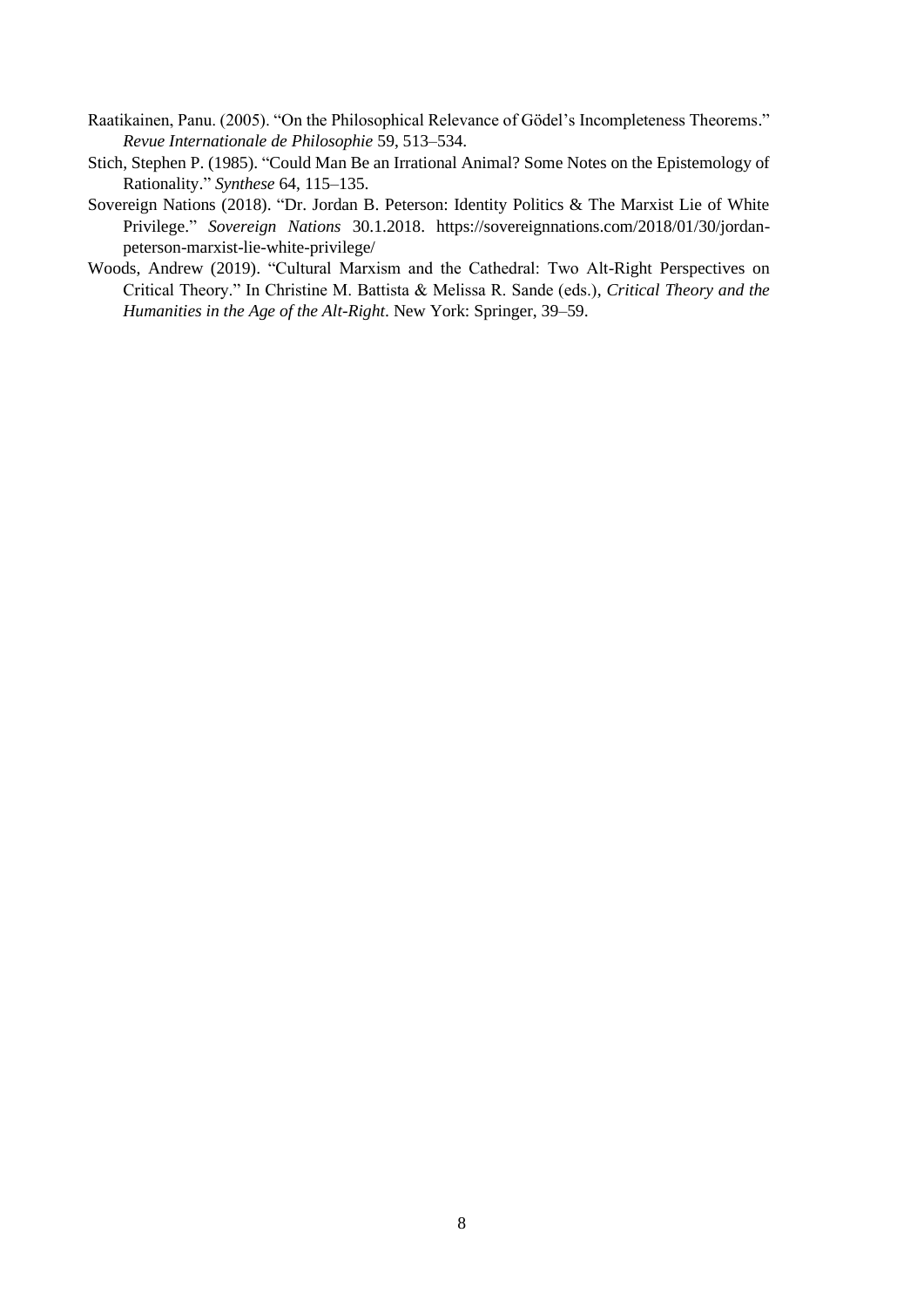Raatikainen, Panu. (2005). "On the Philosophical Relevance of Gödel's Incompleteness Theorems." *Revue Internationale de Philosophie* 59, 513–534.

Stich, Stephen P. (1985). "Could Man Be an Irrational Animal? Some Notes on the Epistemology of Rationality." *Synthese* 64, 115–135.

Sovereign Nations (2018). "Dr. Jordan B. Peterson: Identity Politics & The Marxist Lie of White Privilege." *Sovereign Nations* 30.1.2018. https://sovereignnations.com/2018/01/30/jordan-peterson-marxist-lie-white-privilege/

Woods, Andrew (2019). "Cultural Marxism and the Cathedral: Two Alt-Right Perspectives on Critical Theory." In Christine M. Battista & Melissa R. Sande (eds.), *Critical Theory and the Humanities in the Age of the Alt-Right*. New York: Springer, 39–59.